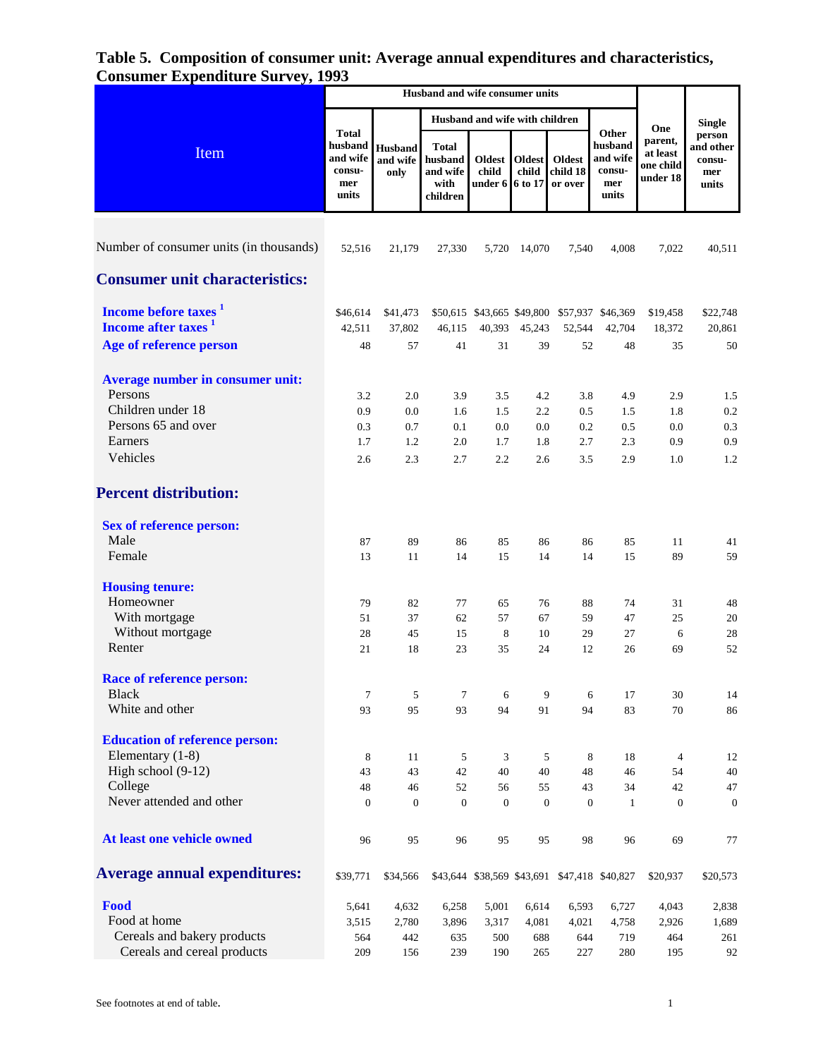# Table 5. Composition of consumer unit: Average annual expenditures and characteristics, Consumer Expenditure Survey, 1993

| Item | Husband and wife consumer units | | | | | | | One parent, at least one child under 18 | Single person and other consumer units |
|---|---|---|---|---|---|---|---|---|---|
| | Total husband and wife consumer units | Husband and wife only | Husband and wife with children | | | | Other husband and wife consumer units | | |
| | | | Total husband and wife with children | Oldest child under 6 | Oldest child 6 to 17 | Oldest child 18 or over | | | |
| Number of consumer units (in thousands) | 52,516 | 21,179 | 27,330 | 5,720 | 14,070 | 7,540 | 4,008 | 7,022 | 40,511 |
| **Consumer unit characteristics:** | | | | | | | | | |
| **Income before taxes** [1] | $46,614 | $41,473 | $50,615 | $43,665 | $49,800 | $57,937 | $46,369 | $19,458 | $22,748 |
| **Income after taxes** [1] | 42,511 | 37,802 | 46,115 | 40,393 | 45,243 | 52,544 | 42,704 | 18,372 | 20,861 |
| **Age of reference person** | 48 | 57 | 41 | 31 | 39 | 52 | 48 | 35 | 50 |
| **Average number in consumer unit:** | | | | | | | | | |
| Persons | 3.2 | 2.0 | 3.9 | 3.5 | 4.2 | 3.8 | 4.9 | 2.9 | 1.5 |
| Children under 18 | 0.9 | 0.0 | 1.6 | 1.5 | 2.2 | 0.5 | 1.5 | 1.8 | 0.2 |
| Persons 65 and over | 0.3 | 0.7 | 0.1 | 0.0 | 0.0 | 0.2 | 0.5 | 0.0 | 0.3 |
| Earners | 1.7 | 1.2 | 2.0 | 1.7 | 1.8 | 2.7 | 2.3 | 0.9 | 0.9 |
| Vehicles | 2.6 | 2.3 | 2.7 | 2.2 | 2.6 | 3.5 | 2.9 | 1.0 | 1.2 |
| **Percent distribution:** | | | | | | | | | |
| **Sex of reference person:** | | | | | | | | | |
| Male | 87 | 89 | 86 | 85 | 86 | 86 | 85 | 11 | 41 |
| Female | 13 | 11 | 14 | 15 | 14 | 14 | 15 | 89 | 59 |
| **Housing tenure:** | | | | | | | | | |
| Homeowner | 79 | 82 | 77 | 65 | 76 | 88 | 74 | 31 | 48 |
| With mortgage | 51 | 37 | 62 | 57 | 67 | 59 | 47 | 25 | 20 |
| Without mortgage | 28 | 45 | 15 | 8 | 10 | 29 | 27 | 6 | 28 |
| Renter | 21 | 18 | 23 | 35 | 24 | 12 | 26 | 69 | 52 |
| **Race of reference person:** | | | | | | | | | |
| Black | 7 | 5 | 7 | 6 | 9 | 6 | 17 | 30 | 14 |
| White and other | 93 | 95 | 93 | 94 | 91 | 94 | 83 | 70 | 86 |
| **Education of reference person:** | | | | | | | | | |
| Elementary (1-8) | 8 | 11 | 5 | 3 | 5 | 8 | 18 | 4 | 12 |
| High school (9-12) | 43 | 43 | 42 | 40 | 40 | 48 | 46 | 54 | 40 |
| College | 48 | 46 | 52 | 56 | 55 | 43 | 34 | 42 | 47 |
| Never attended and other | 0 | 0 | 0 | 0 | 0 | 0 | 1 | 0 | 0 |
| **At least one vehicle owned** | 96 | 95 | 96 | 95 | 95 | 98 | 96 | 69 | 77 |
| **Average annual expenditures:** | $39,771 | $34,566 | $43,644 | $38,569 | $43,691 | $47,418 | $40,827 | $20,937 | $20,573 |
| **Food** | 5,641 | 4,632 | 6,258 | 5,001 | 6,614 | 6,593 | 6,727 | 4,043 | 2,838 |
| Food at home | 3,515 | 2,780 | 3,896 | 3,317 | 4,081 | 4,021 | 4,758 | 2,926 | 1,689 |
| Cereals and bakery products | 564 | 442 | 635 | 500 | 688 | 644 | 719 | 464 | 261 |
| Cereals and cereal products | 209 | 156 | 239 | 190 | 265 | 227 | 280 | 195 | 92 |

See footnotes at end of table.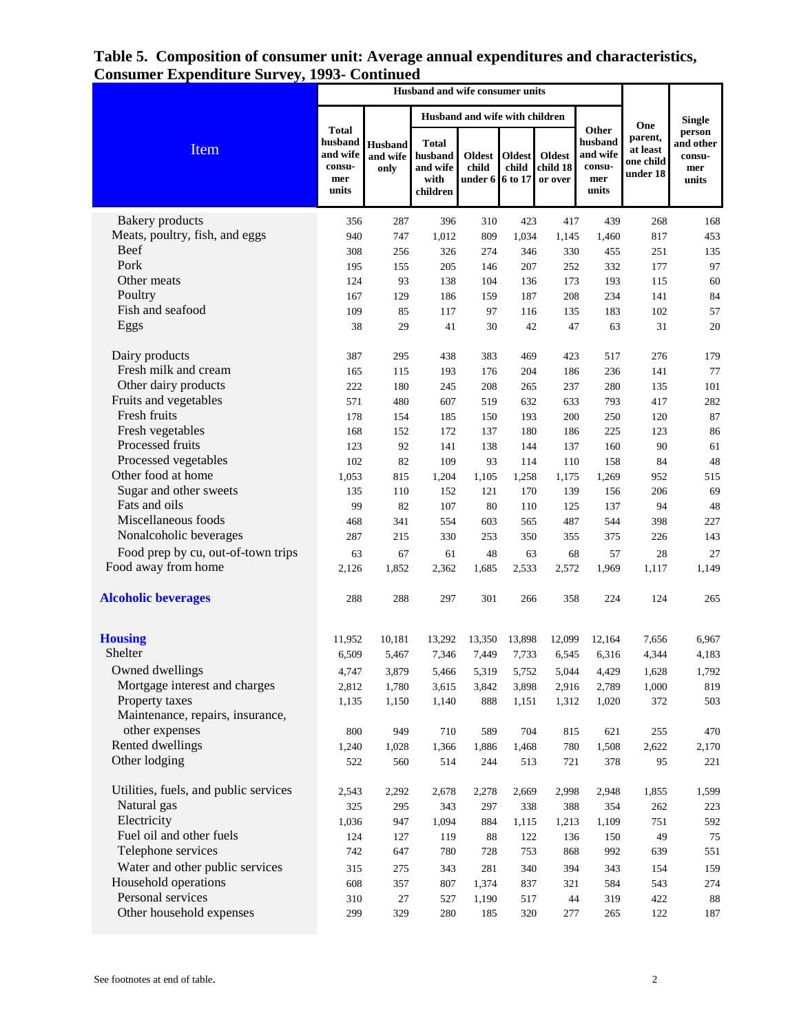# Table 5. Composition of consumer unit: Average annual expenditures and characteristics, Consumer Expenditure Survey, 1993- Continued

| Item | Husband and wife consumer units | | | | | | | One parent, at least one child under 18 | Single person and other consumer units |
|---|---|---|---|---|---|---|---|---|---|
| | Total husband and wife consumer units | Husband and wife only | Husband and wife with children | | | | Other husband and wife consumer units | | |
| | | | Total husband and wife with children | Oldest child under 6 | Oldest child 6 to 17 | Oldest child 18 or over | | | |
| Bakery products | 356 | 287 | 396 | 310 | 423 | 417 | 439 | 268 | 168 |
| Meats, poultry, fish, and eggs | 940 | 747 | 1,012 | 809 | 1,034 | 1,145 | 1,460 | 817 | 453 |
| Beef | 308 | 256 | 326 | 274 | 346 | 330 | 455 | 251 | 135 |
| Pork | 195 | 155 | 205 | 146 | 207 | 252 | 332 | 177 | 97 |
| Other meats | 124 | 93 | 138 | 104 | 136 | 173 | 193 | 115 | 60 |
| Poultry | 167 | 129 | 186 | 159 | 187 | 208 | 234 | 141 | 84 |
| Fish and seafood | 109 | 85 | 117 | 97 | 116 | 135 | 183 | 102 | 57 |
| Eggs | 38 | 29 | 41 | 30 | 42 | 47 | 63 | 31 | 20 |
| | | | | | | | | | |
| Dairy products | 387 | 295 | 438 | 383 | 469 | 423 | 517 | 276 | 179 |
| Fresh milk and cream | 165 | 115 | 193 | 176 | 204 | 186 | 236 | 141 | 77 |
| Other dairy products | 222 | 180 | 245 | 208 | 265 | 237 | 280 | 135 | 101 |
| Fruits and vegetables | 571 | 480 | 607 | 519 | 632 | 633 | 793 | 417 | 282 |
| Fresh fruits | 178 | 154 | 185 | 150 | 193 | 200 | 250 | 120 | 87 |
| Fresh vegetables | 168 | 152 | 172 | 137 | 180 | 186 | 225 | 123 | 86 |
| Processed fruits | 123 | 92 | 141 | 138 | 144 | 137 | 160 | 90 | 61 |
| Processed vegetables | 102 | 82 | 109 | 93 | 114 | 110 | 158 | 84 | 48 |
| Other food at home | 1,053 | 815 | 1,204 | 1,105 | 1,258 | 1,175 | 1,269 | 952 | 515 |
| Sugar and other sweets | 135 | 110 | 152 | 121 | 170 | 139 | 156 | 206 | 69 |
| Fats and oils | 99 | 82 | 107 | 80 | 110 | 125 | 137 | 94 | 48 |
| Miscellaneous foods | 468 | 341 | 554 | 603 | 565 | 487 | 544 | 398 | 227 |
| Nonalcoholic beverages | 287 | 215 | 330 | 253 | 350 | 355 | 375 | 226 | 143 |
| Food prep by cu, out-of-town trips | 63 | 67 | 61 | 48 | 63 | 68 | 57 | 28 | 27 |
| Food away from home | 2,126 | 1,852 | 2,362 | 1,685 | 2,533 | 2,572 | 1,969 | 1,117 | 1,149 |
| | | | | | | | | | |
| **Alcoholic beverages** | 288 | 288 | 297 | 301 | 266 | 358 | 224 | 124 | 265 |
| | | | | | | | | | |
| **Housing** | 11,952 | 10,181 | 13,292 | 13,350 | 13,898 | 12,099 | 12,164 | 7,656 | 6,967 |
| Shelter | 6,509 | 5,467 | 7,346 | 7,449 | 7,733 | 6,545 | 6,316 | 4,344 | 4,183 |
| Owned dwellings | 4,747 | 3,879 | 5,466 | 5,319 | 5,752 | 5,044 | 4,429 | 1,628 | 1,792 |
| Mortgage interest and charges | 2,812 | 1,780 | 3,615 | 3,842 | 3,898 | 2,916 | 2,789 | 1,000 | 819 |
| Property taxes | 1,135 | 1,150 | 1,140 | 888 | 1,151 | 1,312 | 1,020 | 372 | 503 |
| Maintenance, repairs, insurance, other expenses | 800 | 949 | 710 | 589 | 704 | 815 | 621 | 255 | 470 |
| Rented dwellings | 1,240 | 1,028 | 1,366 | 1,886 | 1,468 | 780 | 1,508 | 2,622 | 2,170 |
| Other lodging | 522 | 560 | 514 | 244 | 513 | 721 | 378 | 95 | 221 |
| | | | | | | | | | |
| Utilities, fuels, and public services | 2,543 | 2,292 | 2,678 | 2,278 | 2,669 | 2,998 | 2,948 | 1,855 | 1,599 |
| Natural gas | 325 | 295 | 343 | 297 | 338 | 388 | 354 | 262 | 223 |
| Electricity | 1,036 | 947 | 1,094 | 884 | 1,115 | 1,213 | 1,109 | 751 | 592 |
| Fuel oil and other fuels | 124 | 127 | 119 | 88 | 122 | 136 | 150 | 49 | 75 |
| Telephone services | 742 | 647 | 780 | 728 | 753 | 868 | 992 | 639 | 551 |
| Water and other public services | 315 | 275 | 343 | 281 | 340 | 394 | 343 | 154 | 159 |
| Household operations | 608 | 357 | 807 | 1,374 | 837 | 321 | 584 | 543 | 274 |
| Personal services | 310 | 27 | 527 | 1,190 | 517 | 44 | 319 | 422 | 88 |
| Other household expenses | 299 | 329 | 280 | 185 | 320 | 277 | 265 | 122 | 187 |

See footnotes at end of table.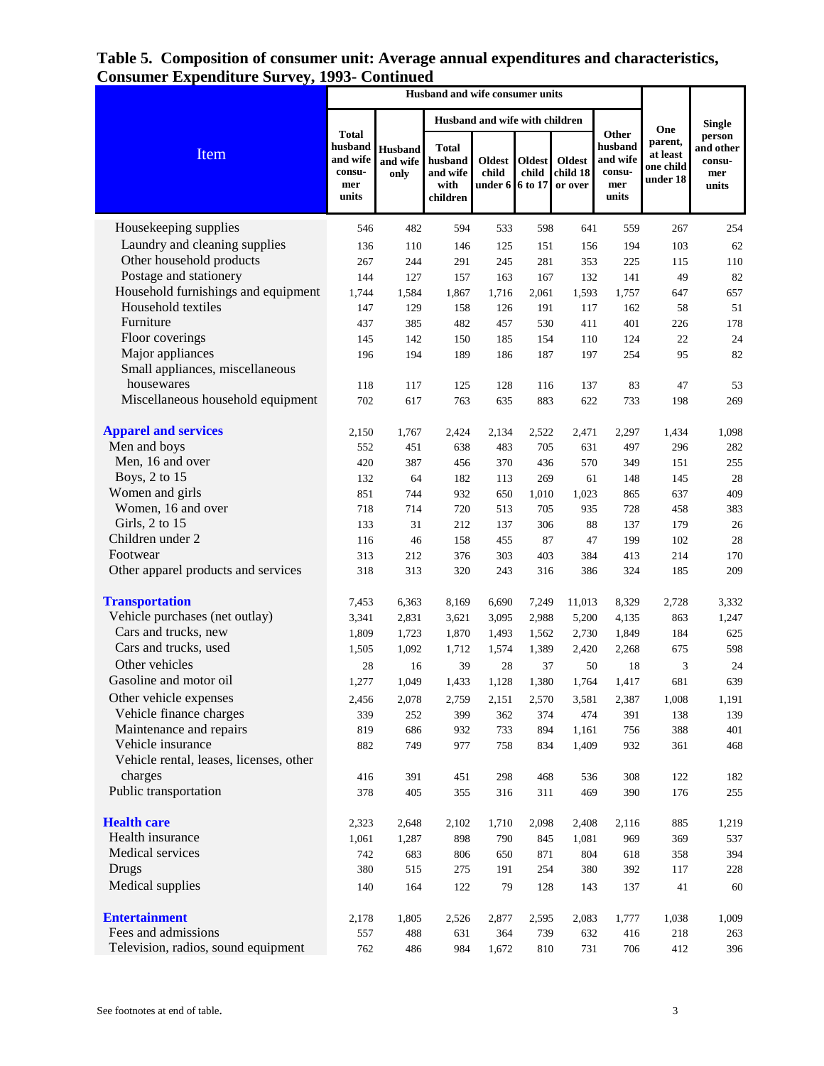# Table 5. Composition of consumer unit: Average annual expenditures and characteristics, Consumer Expenditure Survey, 1993- Continued

| Item | Husband and wife consumer units | | | | | | | One parent, at least one child under 18 | Single person and other consumer units |
|---|---|---|---|---|---|---|---|---|---|
| | Total husband and wife consumer units | Husband and wife only | Husband and wife with children | | | | Other husband and wife consumer units | | |
| | | | Total husband and wife with children | Oldest child under 6 | Oldest child 6 to 17 | Oldest child 18 or over | | | |
| Housekeeping supplies | 546 | 482 | 594 | 533 | 598 | 641 | 559 | 267 | 254 |
| Laundry and cleaning supplies | 136 | 110 | 146 | 125 | 151 | 156 | 194 | 103 | 62 |
| Other household products | 267 | 244 | 291 | 245 | 281 | 353 | 225 | 115 | 110 |
| Postage and stationery | 144 | 127 | 157 | 163 | 167 | 132 | 141 | 49 | 82 |
| Household furnishings and equipment | 1,744 | 1,584 | 1,867 | 1,716 | 2,061 | 1,593 | 1,757 | 647 | 657 |
| Household textiles | 147 | 129 | 158 | 126 | 191 | 117 | 162 | 58 | 51 |
| Furniture | 437 | 385 | 482 | 457 | 530 | 411 | 401 | 226 | 178 |
| Floor coverings | 145 | 142 | 150 | 185 | 154 | 110 | 124 | 22 | 24 |
| Major appliances | 196 | 194 | 189 | 186 | 187 | 197 | 254 | 95 | 82 |
| Small appliances, miscellaneous housewares | 118 | 117 | 125 | 128 | 116 | 137 | 83 | 47 | 53 |
| Miscellaneous household equipment | 702 | 617 | 763 | 635 | 883 | 622 | 733 | 198 | 269 |
| **Apparel and services** | 2,150 | 1,767 | 2,424 | 2,134 | 2,522 | 2,471 | 2,297 | 1,434 | 1,098 |
| Men and boys | 552 | 451 | 638 | 483 | 705 | 631 | 497 | 296 | 282 |
| Men, 16 and over | 420 | 387 | 456 | 370 | 436 | 570 | 349 | 151 | 255 |
| Boys, 2 to 15 | 132 | 64 | 182 | 113 | 269 | 61 | 148 | 145 | 28 |
| Women and girls | 851 | 744 | 932 | 650 | 1,010 | 1,023 | 865 | 637 | 409 |
| Women, 16 and over | 718 | 714 | 720 | 513 | 705 | 935 | 728 | 458 | 383 |
| Girls, 2 to 15 | 133 | 31 | 212 | 137 | 306 | 88 | 137 | 179 | 26 |
| Children under 2 | 116 | 46 | 158 | 455 | 87 | 47 | 199 | 102 | 28 |
| Footwear | 313 | 212 | 376 | 303 | 403 | 384 | 413 | 214 | 170 |
| Other apparel products and services | 318 | 313 | 320 | 243 | 316 | 386 | 324 | 185 | 209 |
| **Transportation** | 7,453 | 6,363 | 8,169 | 6,690 | 7,249 | 11,013 | 8,329 | 2,728 | 3,332 |
| Vehicle purchases (net outlay) | 3,341 | 2,831 | 3,621 | 3,095 | 2,988 | 5,200 | 4,135 | 863 | 1,247 |
| Cars and trucks, new | 1,809 | 1,723 | 1,870 | 1,493 | 1,562 | 2,730 | 1,849 | 184 | 625 |
| Cars and trucks, used | 1,505 | 1,092 | 1,712 | 1,574 | 1,389 | 2,420 | 2,268 | 675 | 598 |
| Other vehicles | 28 | 16 | 39 | 28 | 37 | 50 | 18 | 3 | 24 |
| Gasoline and motor oil | 1,277 | 1,049 | 1,433 | 1,128 | 1,380 | 1,764 | 1,417 | 681 | 639 |
| Other vehicle expenses | 2,456 | 2,078 | 2,759 | 2,151 | 2,570 | 3,581 | 2,387 | 1,008 | 1,191 |
| Vehicle finance charges | 339 | 252 | 399 | 362 | 374 | 474 | 391 | 138 | 139 |
| Maintenance and repairs | 819 | 686 | 932 | 733 | 894 | 1,161 | 756 | 388 | 401 |
| Vehicle insurance | 882 | 749 | 977 | 758 | 834 | 1,409 | 932 | 361 | 468 |
| Vehicle rental, leases, licenses, other charges | 416 | 391 | 451 | 298 | 468 | 536 | 308 | 122 | 182 |
| Public transportation | 378 | 405 | 355 | 316 | 311 | 469 | 390 | 176 | 255 |
| **Health care** | 2,323 | 2,648 | 2,102 | 1,710 | 2,098 | 2,408 | 2,116 | 885 | 1,219 |
| Health insurance | 1,061 | 1,287 | 898 | 790 | 845 | 1,081 | 969 | 369 | 537 |
| Medical services | 742 | 683 | 806 | 650 | 871 | 804 | 618 | 358 | 394 |
| Drugs | 380 | 515 | 275 | 191 | 254 | 380 | 392 | 117 | 228 |
| Medical supplies | 140 | 164 | 122 | 79 | 128 | 143 | 137 | 41 | 60 |
| **Entertainment** | 2,178 | 1,805 | 2,526 | 2,877 | 2,595 | 2,083 | 1,777 | 1,038 | 1,009 |
| Fees and admissions | 557 | 488 | 631 | 364 | 739 | 632 | 416 | 218 | 263 |
| Television, radios, sound equipment | 762 | 486 | 984 | 1,672 | 810 | 731 | 706 | 412 | 396 |

See footnotes at end of table.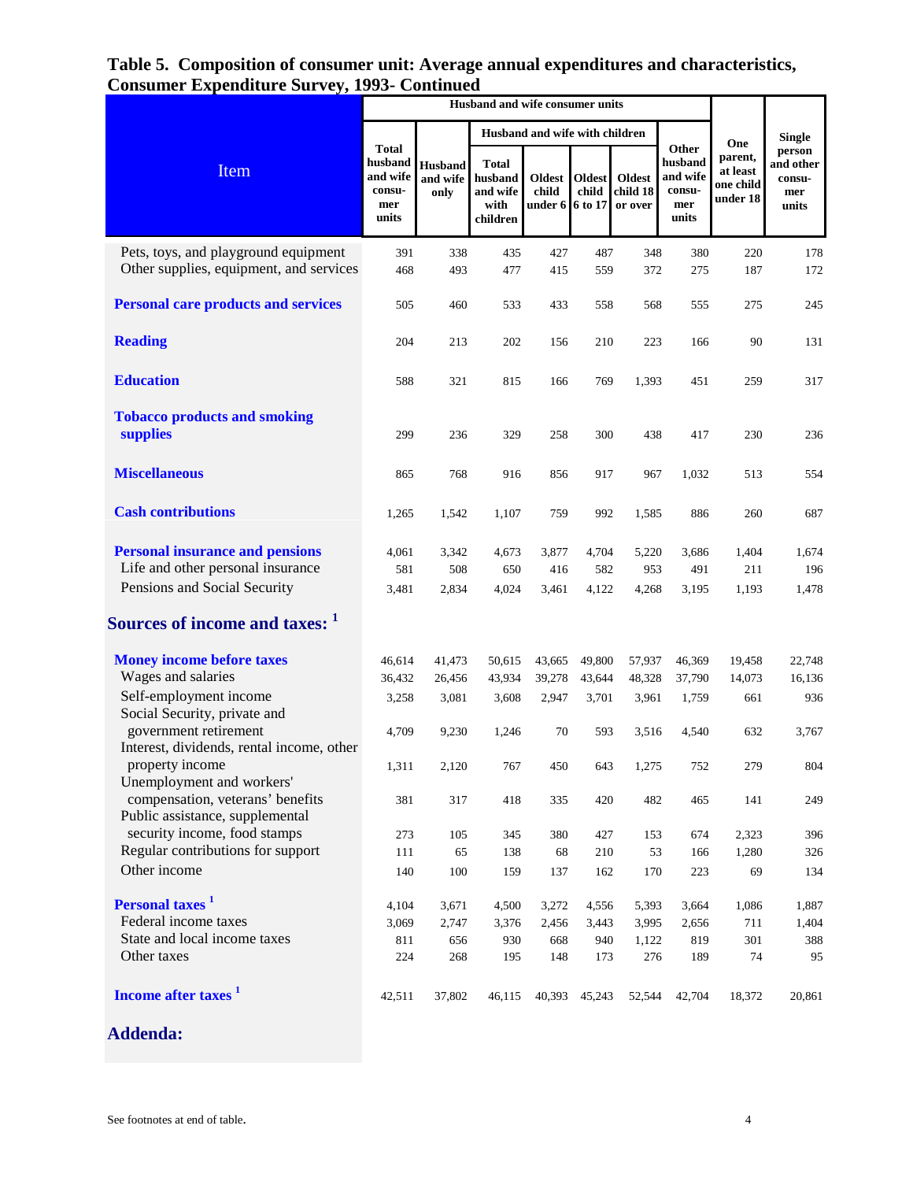## Table 5. Composition of consumer unit: Average annual expenditures and characteristics, Consumer Expenditure Survey, 1993- Continued

| Item | Husband and wife consumer units | | | | | | | One parent, at least one child under 18 | Single person and other consu-mer units |
|---|---|---|---|---|---|---|---|---|---|
| | Total husband and wife consu-mer units | Husband and wife only | Husband and wife with children | | | | Other husband and wife consu-mer units | | |
| | | | Total husband and wife with children | Oldest child under 6 | Oldest child 6 to 17 | Oldest child 18 or over | | | |
| Pets, toys, and playground equipment | 391 | 338 | 435 | 427 | 487 | 348 | 380 | 220 | 178 |
| Other supplies, equipment, and services | 468 | 493 | 477 | 415 | 559 | 372 | 275 | 187 | 172 |
| **Personal care products and services** | 505 | 460 | 533 | 433 | 558 | 568 | 555 | 275 | 245 |
| **Reading** | 204 | 213 | 202 | 156 | 210 | 223 | 166 | 90 | 131 |
| **Education** | 588 | 321 | 815 | 166 | 769 | 1,393 | 451 | 259 | 317 |
| **Tobacco products and smoking supplies** | 299 | 236 | 329 | 258 | 300 | 438 | 417 | 230 | 236 |
| **Miscellaneous** | 865 | 768 | 916 | 856 | 917 | 967 | 1,032 | 513 | 554 |
| **Cash contributions** | 1,265 | 1,542 | 1,107 | 759 | 992 | 1,585 | 886 | 260 | 687 |
| **Personal insurance and pensions** | 4,061 | 3,342 | 4,673 | 3,877 | 4,704 | 5,220 | 3,686 | 1,404 | 1,674 |
| Life and other personal insurance | 581 | 508 | 650 | 416 | 582 | 953 | 491 | 211 | 196 |
| Pensions and Social Security | 3,481 | 2,834 | 4,024 | 3,461 | 4,122 | 4,268 | 3,195 | 1,193 | 1,478 |
| **Sources of income and taxes:** [1] | | | | | | | | | |
| **Money income before taxes** | 46,614 | 41,473 | 50,615 | 43,665 | 49,800 | 57,937 | 46,369 | 19,458 | 22,748 |
| Wages and salaries | 36,432 | 26,456 | 43,934 | 39,278 | 43,644 | 48,328 | 37,790 | 14,073 | 16,136 |
| Self-employment income | 3,258 | 3,081 | 3,608 | 2,947 | 3,701 | 3,961 | 1,759 | 661 | 936 |
| Social Security, private and government retirement | 4,709 | 9,230 | 1,246 | 70 | 593 | 3,516 | 4,540 | 632 | 3,767 |
| Interest, dividends, rental income, other property income | 1,311 | 2,120 | 767 | 450 | 643 | 1,275 | 752 | 279 | 804 |
| Unemployment and workers' compensation, veterans' benefits | 381 | 317 | 418 | 335 | 420 | 482 | 465 | 141 | 249 |
| Public assistance, supplemental security income, food stamps | 273 | 105 | 345 | 380 | 427 | 153 | 674 | 2,323 | 396 |
| Regular contributions for support | 111 | 65 | 138 | 68 | 210 | 53 | 166 | 1,280 | 326 |
| Other income | 140 | 100 | 159 | 137 | 162 | 170 | 223 | 69 | 134 |
| **Personal taxes** [1] | 4,104 | 3,671 | 4,500 | 3,272 | 4,556 | 5,393 | 3,664 | 1,086 | 1,887 |
| Federal income taxes | 3,069 | 2,747 | 3,376 | 2,456 | 3,443 | 3,995 | 2,656 | 711 | 1,404 |
| State and local income taxes | 811 | 656 | 930 | 668 | 940 | 1,122 | 819 | 301 | 388 |
| Other taxes | 224 | 268 | 195 | 148 | 173 | 276 | 189 | 74 | 95 |
| **Income after taxes** [1] | 42,511 | 37,802 | 46,115 | 40,393 | 45,243 | 52,544 | 42,704 | 18,372 | 20,861 |
| **Addenda:** | | | | | | | | | |

See footnotes at end of table.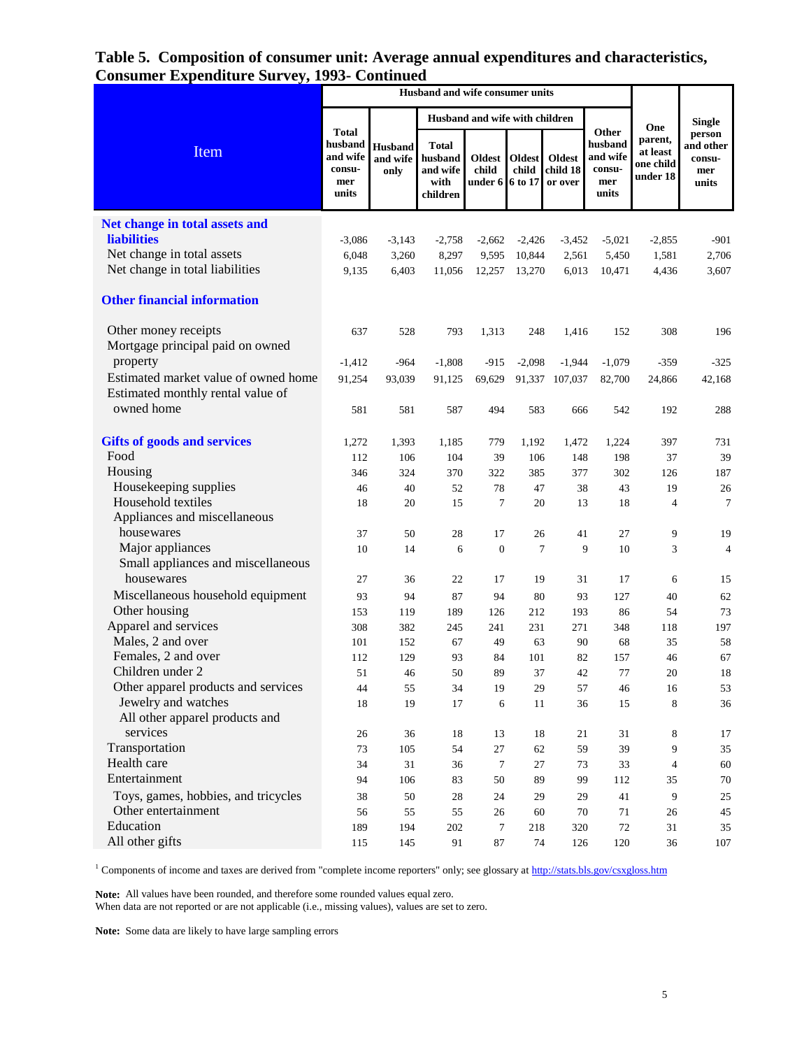## Table 5. Composition of consumer unit: Average annual expenditures and characteristics, Consumer Expenditure Survey, 1993- Continued

| Item | Husband and wife consumer units | | | | | | | One parent, at least one child under 18 | Single person and other consumer units |
|---|---|---|---|---|---|---|---|---|---|
| | Total husband and wife consumer units | Husband and wife only | Husband and wife with children | | | | Other husband and wife consumer units | | |
| | | | Total husband and wife with children | Oldest child under 6 | Oldest child 6 to 17 | Oldest child 18 or over | | | |
| **Net change in total assets and liabilities** | -3,086 | -3,143 | -2,758 | -2,662 | -2,426 | -3,452 | -5,021 | -2,855 | -901 |
| Net change in total assets | 6,048 | 3,260 | 8,297 | 9,595 | 10,844 | 2,561 | 5,450 | 1,581 | 2,706 |
| Net change in total liabilities | 9,135 | 6,403 | 11,056 | 12,257 | 13,270 | 6,013 | 10,471 | 4,436 | 3,607 |
| **Other financial information** | | | | | | | | | |
| Other money receipts | 637 | 528 | 793 | 1,313 | 248 | 1,416 | 152 | 308 | 196 |
| Mortgage principal paid on owned property | -1,412 | -964 | -1,808 | -915 | -2,098 | -1,944 | -1,079 | -359 | -325 |
| Estimated market value of owned home | 91,254 | 93,039 | 91,125 | 69,629 | 91,337 | 107,037 | 82,700 | 24,866 | 42,168 |
| Estimated monthly rental value of owned home | 581 | 581 | 587 | 494 | 583 | 666 | 542 | 192 | 288 |
| **Gifts of goods and services** | 1,272 | 1,393 | 1,185 | 779 | 1,192 | 1,472 | 1,224 | 397 | 731 |
| Food | 112 | 106 | 104 | 39 | 106 | 148 | 198 | 37 | 39 |
| Housing | 346 | 324 | 370 | 322 | 385 | 377 | 302 | 126 | 187 |
| Housekeeping supplies | 46 | 40 | 52 | 78 | 47 | 38 | 43 | 19 | 26 |
| Household textiles | 18 | 20 | 15 | 7 | 20 | 13 | 18 | 4 | 7 |
| Appliances and miscellaneous housewares | 37 | 50 | 28 | 17 | 26 | 41 | 27 | 9 | 19 |
| Major appliances | 10 | 14 | 6 | 0 | 7 | 9 | 10 | 3 | 4 |
| Small appliances and miscellaneous housewares | 27 | 36 | 22 | 17 | 19 | 31 | 17 | 6 | 15 |
| Miscellaneous household equipment | 93 | 94 | 87 | 94 | 80 | 93 | 127 | 40 | 62 |
| Other housing | 153 | 119 | 189 | 126 | 212 | 193 | 86 | 54 | 73 |
| Apparel and services | 308 | 382 | 245 | 241 | 231 | 271 | 348 | 118 | 197 |
| Males, 2 and over | 101 | 152 | 67 | 49 | 63 | 90 | 68 | 35 | 58 |
| Females, 2 and over | 112 | 129 | 93 | 84 | 101 | 82 | 157 | 46 | 67 |
| Children under 2 | 51 | 46 | 50 | 89 | 37 | 42 | 77 | 20 | 18 |
| Other apparel products and services | 44 | 55 | 34 | 19 | 29 | 57 | 46 | 16 | 53 |
| Jewelry and watches | 18 | 19 | 17 | 6 | 11 | 36 | 15 | 8 | 36 |
| All other apparel products and services | 26 | 36 | 18 | 13 | 18 | 21 | 31 | 8 | 17 |
| Transportation | 73 | 105 | 54 | 27 | 62 | 59 | 39 | 9 | 35 |
| Health care | 34 | 31 | 36 | 7 | 27 | 73 | 33 | 4 | 60 |
| Entertainment | 94 | 106 | 83 | 50 | 89 | 99 | 112 | 35 | 70 |
| Toys, games, hobbies, and tricycles | 38 | 50 | 28 | 24 | 29 | 29 | 41 | 9 | 25 |
| Other entertainment | 56 | 55 | 55 | 26 | 60 | 70 | 71 | 26 | 45 |
| Education | 189 | 194 | 202 | 7 | 218 | 320 | 72 | 31 | 35 |
| All other gifts | 115 | 145 | 91 | 87 | 74 | 126 | 120 | 36 | 107 |

[1] Components of income and taxes are derived from "complete income reporters" only; see glossary at http://stats.bls.gov/csxgloss.htm

**Note:** All values have been rounded, and therefore some rounded values equal zero.
When data are not reported or are not applicable (i.e., missing values), values are set to zero.

**Note:** Some data are likely to have large sampling errors